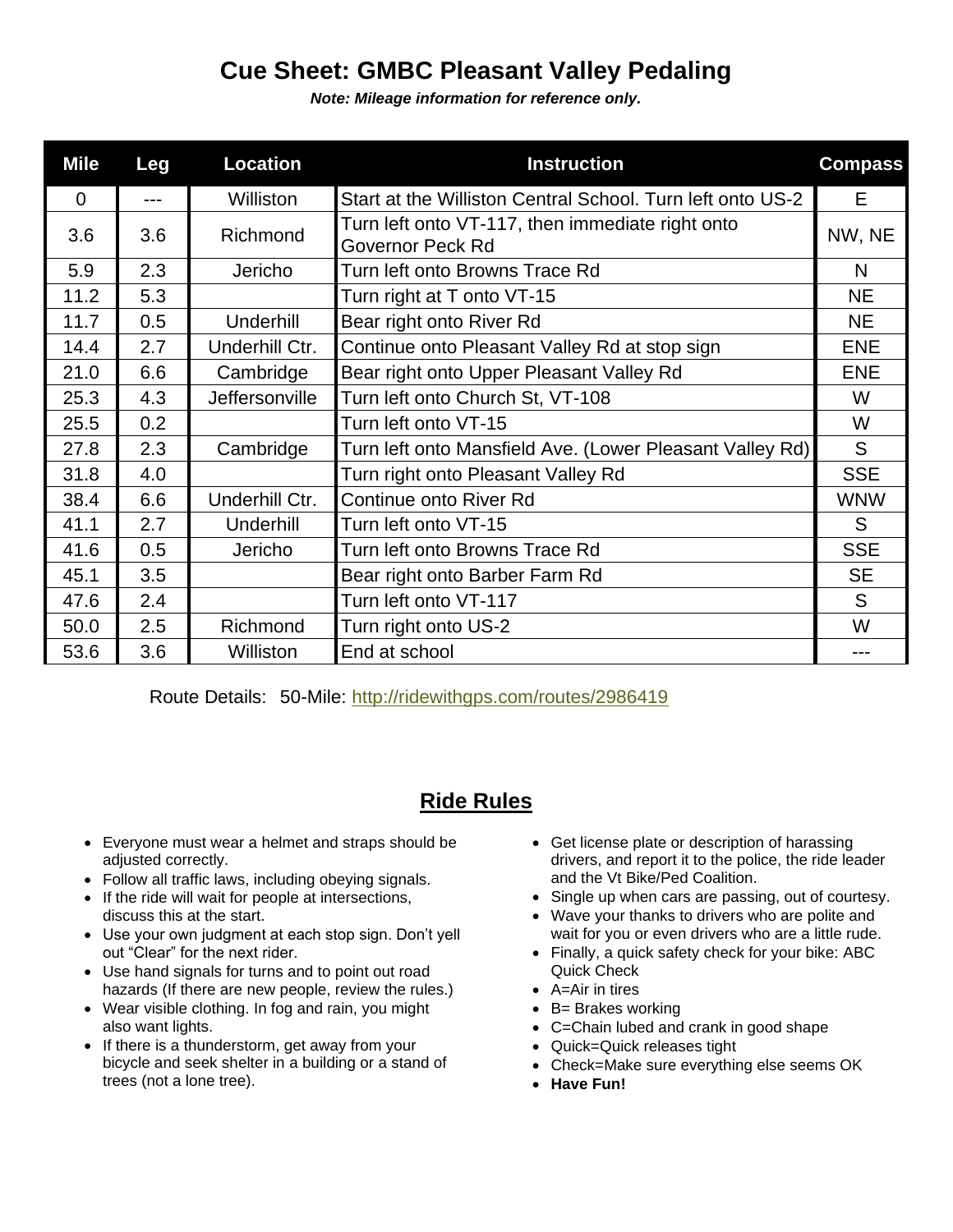# Cue Sheet: GMBC Pleasant Valley Pedaling

***Note: Mileage information for reference only.***

| Mile | Leg | Location | Instruction | Compass |
|---|---|---|---|---|
| 0 | --- | Williston | Start at the Williston Central School. Turn left onto US-2 | E |
| 3.6 | 3.6 | Richmond | Turn left onto VT-117, then immediate right onto Governor Peck Rd | NW, NE |
| 5.9 | 2.3 | Jericho | Turn left onto Browns Trace Rd | N |
| 11.2 | 5.3 | | Turn right at T onto VT-15 | NE |
| 11.7 | 0.5 | Underhill | Bear right onto River Rd | NE |
| 14.4 | 2.7 | Underhill Ctr. | Continue onto Pleasant Valley Rd at stop sign | ENE |
| 21.0 | 6.6 | Cambridge | Bear right onto Upper Pleasant Valley Rd | ENE |
| 25.3 | 4.3 | Jeffersonville | Turn left onto Church St, VT-108 | W |
| 25.5 | 0.2 | | Turn left onto VT-15 | W |
| 27.8 | 2.3 | Cambridge | Turn left onto Mansfield Ave. (Lower Pleasant Valley Rd) | S |
| 31.8 | 4.0 | | Turn right onto Pleasant Valley Rd | SSE |
| 38.4 | 6.6 | Underhill Ctr. | Continue onto River Rd | WNW |
| 41.1 | 2.7 | Underhill | Turn left onto VT-15 | S |
| 41.6 | 0.5 | Jericho | Turn left onto Browns Trace Rd | SSE |
| 45.1 | 3.5 | | Bear right onto Barber Farm Rd | SE |
| 47.6 | 2.4 | | Turn left onto VT-117 | S |
| 50.0 | 2.5 | Richmond | Turn right onto US-2 | W |
| 53.6 | 3.6 | Williston | End at school | --- |

Route Details: 50-Mile: http://ridewithgps.com/routes/2986419

## Ride Rules

- Everyone must wear a helmet and straps should be adjusted correctly.
- Follow all traffic laws, including obeying signals.
- If the ride will wait for people at intersections, discuss this at the start.
- Use your own judgment at each stop sign. Don't yell out "Clear" for the next rider.
- Use hand signals for turns and to point out road hazards (If there are new people, review the rules.)
- Wear visible clothing. In fog and rain, you might also want lights.
- If there is a thunderstorm, get away from your bicycle and seek shelter in a building or a stand of trees (not a lone tree).
- Get license plate or description of harassing drivers, and report it to the police, the ride leader and the Vt Bike/Ped Coalition.
- Single up when cars are passing, out of courtesy.
- Wave your thanks to drivers who are polite and wait for you or even drivers who are a little rude.
- Finally, a quick safety check for your bike: ABC Quick Check
- A=Air in tires
- B= Brakes working
- C=Chain lubed and crank in good shape
- Quick=Quick releases tight
- Check=Make sure everything else seems OK
- **Have Fun!**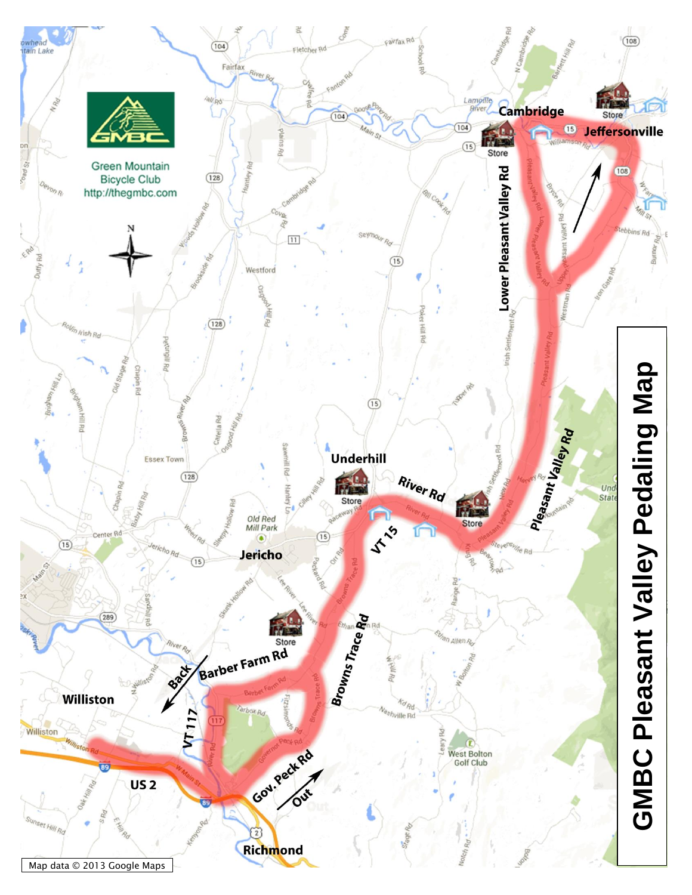# GMBC Pleasant Valley Pedaling Map

Green Mountain Bicycle Club
http://thegmbc.com

Cambridge

Jeffersonville

Store

Lower Pleasant Valley Rd

Pleasant Valley Rd

Underhill

River Rd

VT 15

Jericho

Barber Farm Rd

Browns Trace Rd

Back

Out

Gov. Peck Rd

Williston

VT 117

US 2

Richmond

Map data © 2013 Google Maps